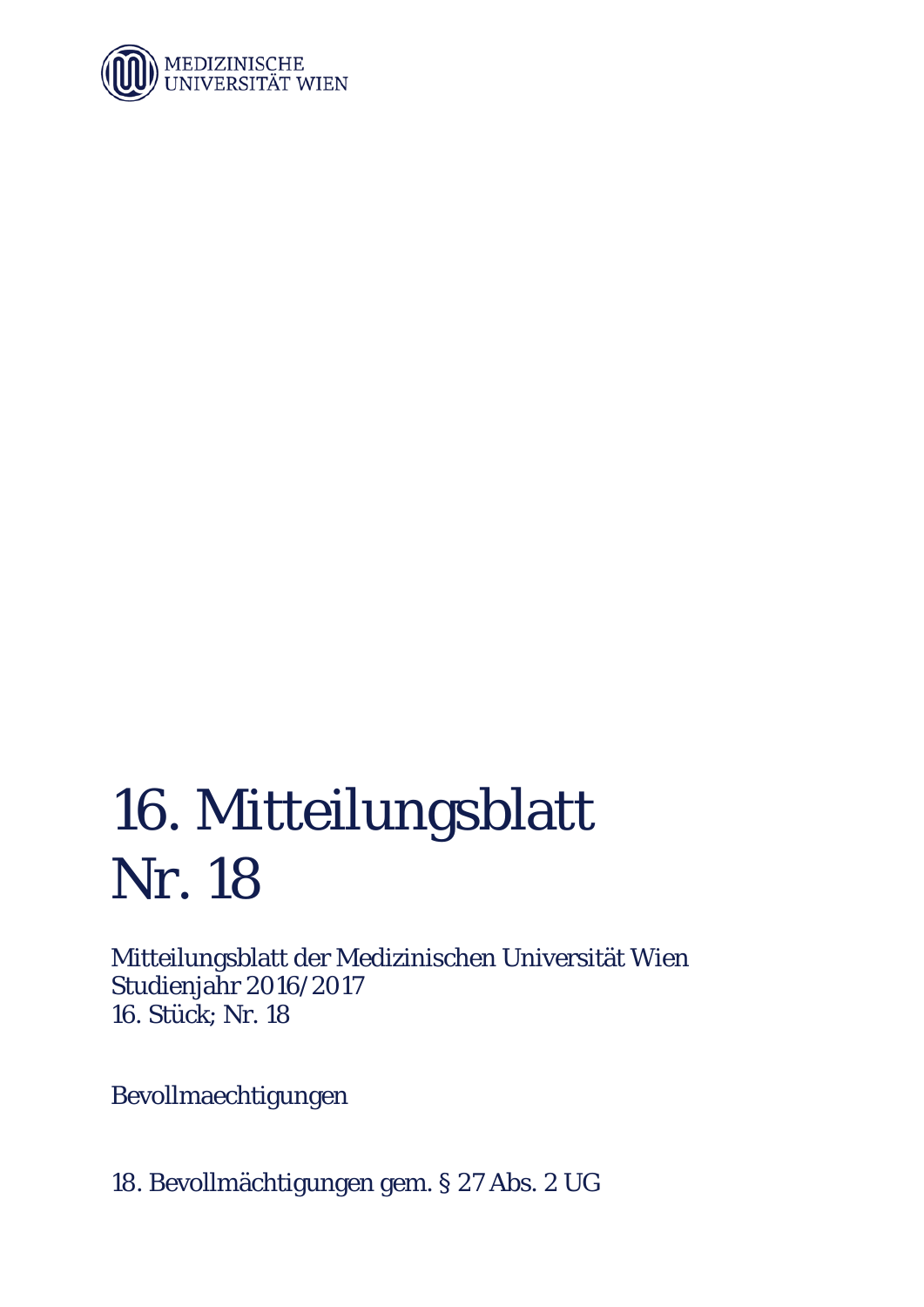MEDIZINISCHE
UNIVERSITÄT WIEN

# 16. Mitteilungsblatt
# Nr. 18

Mitteilungsblatt der Medizinischen Universität Wien
Studienjahr 2016/2017
16. Stück; Nr. 18

Bevollmaechtigungen

18. Bevollmächtigungen gem. § 27 Abs. 2 UG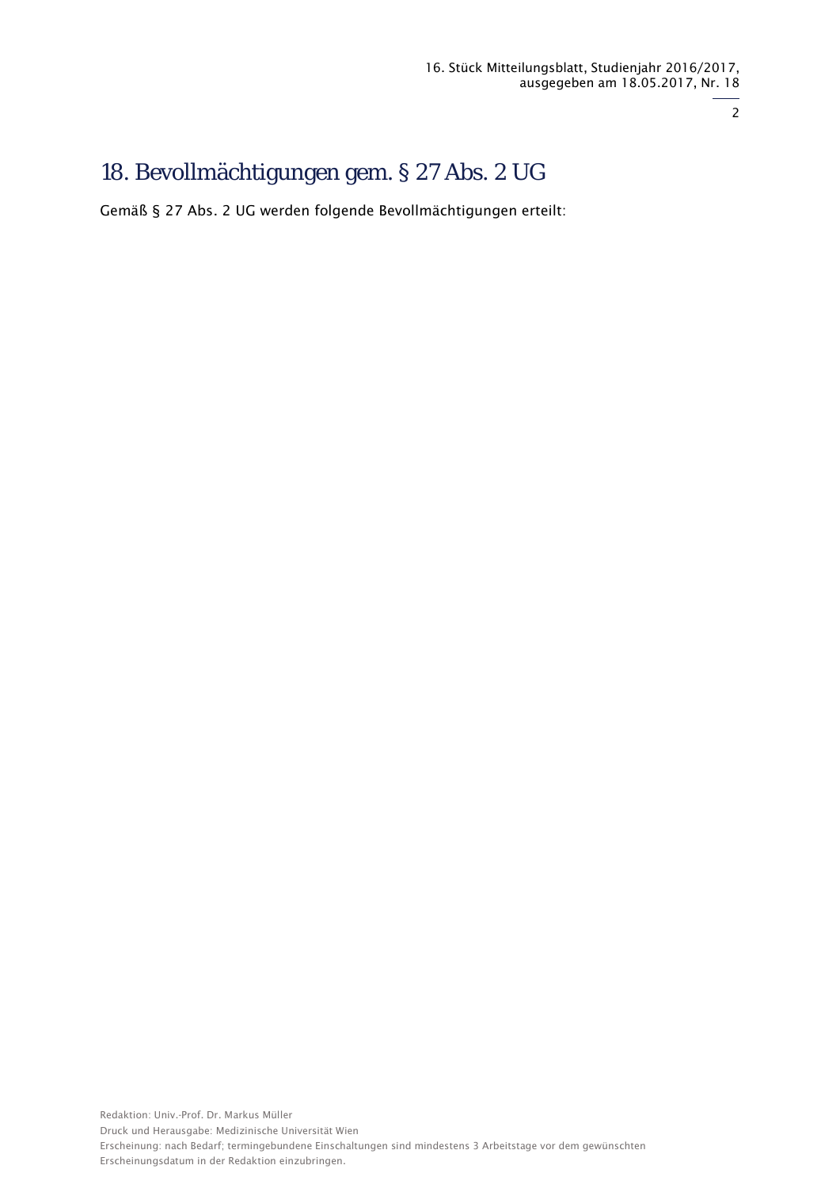# 18. Bevollmächtigungen gem. § 27 Abs. 2 UG

Gemäß § 27 Abs. 2 UG werden folgende Bevollmächtigungen erteilt: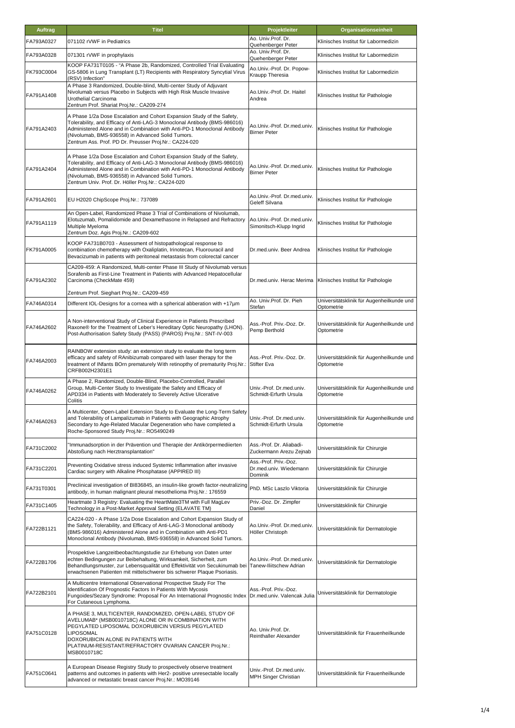| Auftrag | Titel | Projektleiter | Organisationseinheit |
| --- | --- | --- | --- |
| FA793A0327 | 071102 rVWF in Pediatrics | Ao. Univ.Prof. Dr. Quehenberger Peter | Klinisches Institut für Labormedizin |
| FA793A0328 | 071301 rVWF in prophylaxis | Ao. Univ.Prof. Dr. Quehenberger Peter | Klinisches Institut für Labormedizin |
| FK793C0004 | KOOP FA731T0105 - "A Phase 2b, Randomized, Controlled Trial Evaluating GS-5806 in Lung Transplant (LT) Recipients with Respiratory Syncytial Virus (RSV) Infection" | Ao.Univ.-Prof. Dr. Popow-Kraupp Theresia | Klinisches Institut für Labormedizin |
| FA791A1408 | A Phase 3 Randomized, Double-blind, Multi-center Study of Adjuvant Nivolumab versus Placebo in Subjects with High Risk Muscle Invasive Urothelial Carcinoma Zentrum Prof. Shariat Proj.Nr.: CA209-274 | Ao.Univ.-Prof. Dr. Haitel Andrea | Klinisches Institut für Pathologie |
| FA791A2403 | A Phase 1/2a Dose Escalation and Cohort Expansion Study of the Safety, Tolerability, and Efficacy of Anti-LAG-3 Monoclonal Antibody (BMS-986016) Administered Alone and in Combination with Anti-PD-1 Monoclonal Antibody (Nivolumab, BMS-936558) in Advanced Solid Tumors. Zentrum Ass. Prof. PD Dr. Preusser Proj.Nr.: CA224-020 | Ao.Univ.-Prof. Dr.med.univ. Birner Peter | Klinisches Institut für Pathologie |
| FA791A2404 | A Phase 1/2a Dose Escalation and Cohort Expansion Study of the Safety, Tolerability, and Efficacy of Anti-LAG-3 Monoclonal Antibody (BMS-986016) Administered Alone and in Combination with Anti-PD-1 Monoclonal Antibody (Nivolumab, BMS-936558) in Advanced Solid Tumors. Zentrum Univ. Prof. Dr. Höller Proj.Nr.: CA224-020 | Ao.Univ.-Prof. Dr.med.univ. Birner Peter | Klinisches Institut für Pathologie |
| FA791A2601 | EU H2020 ChipScope Proj.Nr.: 737089 | Ao.Univ.-Prof. Dr.med.univ. Geleff Silvana | Klinisches Institut für Pathologie |
| FA791A1119 | An Open-Label, Randomized Phase 3 Trial of Combinations of Nivolumab, Elotuzumab, Pomalidomide and Dexamethasone in Relapsed and Refractory Multiple Myeloma Zentrum Doz. Agis Proj.Nr.: CA209-602 | Ao.Univ.-Prof. Dr.med.univ. Simonitsch-Klupp Ingrid | Klinisches Institut für Pathologie |
| FK791A0005 | KOOP FA731B0703 - Assessment of histopathological response to combination chemotherapy with Oxaliplatin, Irinotecan, Fluorouracil and Bevacizumab in patients with peritoneal metastasis from colorectal cancer | Dr.med.univ. Beer Andrea | Klinisches Institut für Pathologie |
| FA791A2302 | CA209-459: A Randomized, Multi-center Phase III Study of Nivolumab versus Sorafenib as First-Line Treatment in Patients with Advanced Hepatocellular Carcinoma (CheckMate 459) Zentrum Prof. Sieghart Proj.Nr.: CA209-459 | Dr.med.univ. Herac Merima | Klinisches Institut für Pathologie |
| FA746A0314 | Different IOL-Designs for a cornea with a spherical abberation with +17µm | Ao. Univ.Prof. Dr. Pieh Stefan | Universitätsklinik für Augenheilkunde und Optometrie |
| FA746A2602 | A Non-interventional Study of Clinical Experience in Patients Prescribed Raxone® for the Treatment of Leber's Hereditary Optic Neuropathy (LHON). Post-Authorisation Safety Study (PASS) (PAROS) Proj.Nr.: SNT-IV-003 | Ass.-Prof. Priv.-Doz. Dr. Pemp Berthold | Universitätsklinik für Augenheilkunde und Optometrie |
| FA746A2003 | RAINBOW extension study: an extension study to evaluate the long term efficacy and safety of RAnibizumab compared with laser therapy for the treatment of INfants BOrn prematurely With retinopthy of prematurity Proj.Nr.: CRFB002H2301E1 | Ass.-Prof. Priv.-Doz. Dr. Stifter Eva | Universitätsklinik für Augenheilkunde und Optometrie |
| FA746A0262 | A Phase 2, Randomized, Double-Blind, Placebo-Controlled, Parallel Group, Multi-Center Study to Investigate the Safety and Efficacy of APD334 in Patients with Moderately to Severely Active Ulcerative Colitis | Univ.-Prof. Dr.med.univ. Schmidt-Erfurth Ursula | Universitätsklinik für Augenheilkunde und Optometrie |
| FA746A0263 | A Multicenter, Open-Label Extension Study to Evaluate the Long-Term Safety and Tolerability of Lampalizumab in Patients with Geographic Atrophy Secondary to Age-Related Macular Degeneration who have completed a Roche-Sponsored Study Proj.Nr.: RO5490249 | Univ.-Prof. Dr.med.univ. Schmidt-Erfurth Ursula | Universitätsklinik für Augenheilkunde und Optometrie |
| FA731C2002 | "Immunadsorption in der Prävention und Therapie der Antikörpermediierten Abstoßung nach Herztransplantation" | Ass.-Prof. Dr. Aliabadi-Zuckermann Arezu Zejnab | Universitätsklinik für Chirurgie |
| FA731C2201 | Preventing Oxidative stress induced Systemic Inflammation after invasive Cardiac surgery with Alkaline Phosphatase (APPIRED III) | Ass.-Prof. Priv.-Doz. Dr.med.univ. Wiedemann Dominik | Universitätsklinik für Chirurgie |
| FA731T0301 | Preclinical investigation of BI836845, an insulin-like growth factor-neutralizing antibody, in human malignant pleural mesothelioma Proj.Nr.: 176559 | PhD. MSc Laszlo Viktoria | Universitätsklinik für Chirurgie |
| FA731C1405 | Heartmate 3 Registry: Evaluating the HeartMate3TM with Full MagLev Technology in a Post-Market Approval Setting (ELAVATE TM) | Priv.-Doz. Dr. Zimpfer Daniel | Universitätsklinik für Chirurgie |
| FA722B1121 | CA224-020 - A Phase 1/2a Dose Escalation and Cohort Expansion Study of the Safety, Tolerability, and Efficacy of Anti-LAG-3 Monoclonal antibody (BMS-986016) Administered Alone and in Combination with Anti-PD1 Monoclonal Antibody (Nivolumab, BMS-936558) in Advanced Solid Tumors. | Ao.Univ.-Prof. Dr.med.univ. Höller Christoph | Universitätsklinik für Dermatologie |
| FA722B1706 | Prospektive Langzeitbeobachtungstudie zur Erhebung von Daten unter echten Bedingungen zur Beibehaltung, Wirksamkeit, Sicherheit, zum Behandlungsmuster, zur Lebensqualität und Effektivität von Secukinumab bei erwachsenen Patienten mit mittelschwerer bis schwerer Plaque Psoriasis. | Ao.Univ.-Prof. Dr.med.univ. Tanew-Iliitschew Adrian | Universitätsklinik für Dermatologie |
| FA722B2101 | A Multicentre International Observational Prospective Study For The Identification Of Prognostic Factors In Patients With Mycosis Fungoides/Sezary Syndrome: Proposal For An International Prognostic Index For Cutaneous Lymphoma. | Ass.-Prof. Priv.-Doz. Dr.med.univ. Valencak Julia | Universitätsklinik für Dermatologie |
| FA751C0128 | A PHASE 3, MULTICENTER, RANDOMIZED, OPEN-LABEL STUDY OF AVELUMAB* (MSB0010718C) ALONE OR IN COMBINATION WITH PEGYLATED LIPOSOMAL DOXORUBICIN VERSUS PEGYLATED LIPOSOMAL DOXORUBICIN ALONE IN PATIENTS WITH PLATINUM-RESISTANT/REFRACTORY OVARIAN CANCER Proj.Nr.: MSB0010718C | Ao. Univ.Prof. Dr. Reinthaller Alexander | Universitätsklinik für Frauenheilkunde |
| FA751C0641 | A European Disease Registry Study to prospectively observe treatment patterns and outcomes in patients with Her2- positive unresectable locally advanced or metastatic breast cancer Proj.Nr.: MO39146 | Univ.-Prof. Dr.med.univ. MPH Singer Christian | Universitätsklinik für Frauenheilkunde |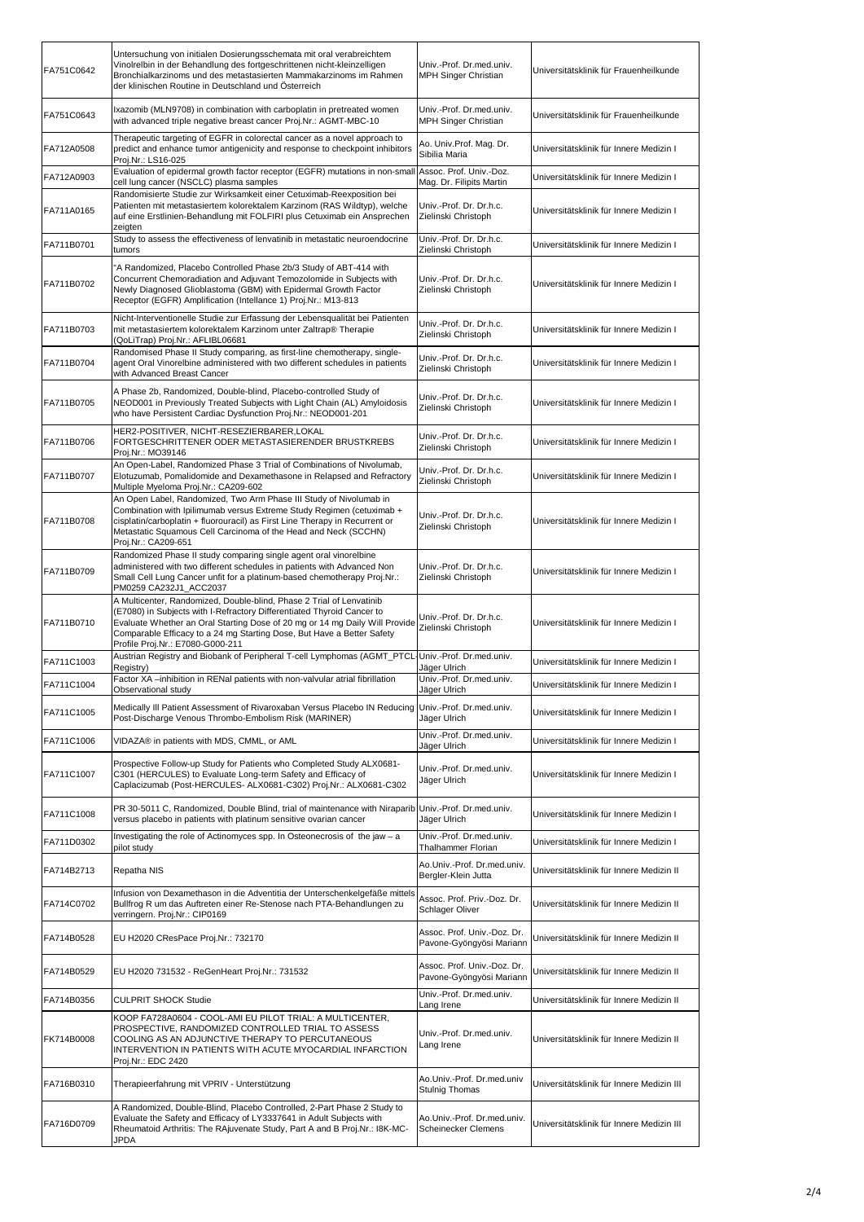| | | | |
|---|---|---|---|
| FA751C0642 | Untersuchung von initialen Dosierungsschemata mit oral verabreichtem Vinolrelbin in der Behandlung des fortgeschrittenen nicht-kleinzelligen Bronchialkarzinoms und des metastasierten Mammakarzinoms im Rahmen der klinischen Routine in Deutschland und Österreich | Univ.-Prof. Dr.med.univ. MPH Singer Christian | Universitätsklinik für Frauenheilkunde |
| FA751C0643 | Ixazomib (MLN9708) in combination with carboplatin in pretreated women with advanced triple negative breast cancer Proj.Nr.: AGMT-MBC-10 | Univ.-Prof. Dr.med.univ. MPH Singer Christian | Universitätsklinik für Frauenheilkunde |
| FA712A0508 | Therapeutic targeting of EGFR in colorectal cancer as a novel approach to predict and enhance tumor antigenicity and response to checkpoint inhibitors Proj.Nr.: LS16-025 | Ao. Univ.Prof. Mag. Dr. Sibilia Maria | Universitätsklinik für Innere Medizin I |
| FA712A0903 | Evaluation of epidermal growth factor receptor (EGFR) mutations in non-small cell lung cancer (NSCLC) plasma samples | Assoc. Prof. Univ.-Doz. Mag. Dr. Filipits Martin | Universitätsklinik für Innere Medizin I |
| FA711A0165 | Randomisierte Studie zur Wirksamkeit einer Cetuximab-Reexposition bei Patienten mit metastasiertem kolorektalem Karzinom (RAS Wildtyp), welche auf eine Erstlinien-Behandlung mit FOLFIRI plus Cetuximab ein Ansprechen zeigten | Univ.-Prof. Dr. Dr.h.c. Zielinski Christoph | Universitätsklinik für Innere Medizin I |
| FA711B0701 | Study to assess the effectiveness of lenvatinib in metastatic neuroendocrine tumors | Univ.-Prof. Dr. Dr.h.c. Zielinski Christoph | Universitätsklinik für Innere Medizin I |
| FA711B0702 | "A Randomized, Placebo Controlled Phase 2b/3 Study of ABT-414 with Concurrent Chemoradiation and Adjuvant Temozolomide in Subjects with Newly Diagnosed Glioblastoma (GBM) with Epidermal Growth Factor Receptor (EGFR) Amplification (Intellance 1) Proj.Nr.: M13-813 | Univ.-Prof. Dr. Dr.h.c. Zielinski Christoph | Universitätsklinik für Innere Medizin I |
| FA711B0703 | Nicht-Interventionelle Studie zur Erfassung der Lebensqualität bei Patienten mit metastasiertem kolorektalem Karzinom unter Zaltrap® Therapie (QoLiTrap) Proj.Nr.: AFLIBL06681 | Univ.-Prof. Dr. Dr.h.c. Zielinski Christoph | Universitätsklinik für Innere Medizin I |
| FA711B0704 | Randomised Phase II Study comparing, as first-line chemotherapy, single-agent Oral Vinorelbine administered with two different schedules in patients with Advanced Breast Cancer | Univ.-Prof. Dr. Dr.h.c. Zielinski Christoph | Universitätsklinik für Innere Medizin I |
| FA711B0705 | A Phase 2b, Randomized, Double-blind, Placebo-controlled Study of NEOD001 in Previously Treated Subjects with Light Chain (AL) Amyloidosis who have Persistent Cardiac Dysfunction Proj.Nr.: NEOD001-201 | Univ.-Prof. Dr. Dr.h.c. Zielinski Christoph | Universitätsklinik für Innere Medizin I |
| FA711B0706 | HER2-POSITIVER, NICHT-RESEZIERBAREN,LOKAL FORTGESCHRITTENER ODER METASTASIERENDER BRUSTKREBS Proj.Nr.: MO39146 | Univ.-Prof. Dr. Dr.h.c. Zielinski Christoph | Universitätsklinik für Innere Medizin I |
| FA711B0707 | An Open-Label, Randomized Phase 3 Trial of Combinations of Nivolumab, Elotuzumab, Pomalidomide and Dexamethasone in Relapsed and Refractory Multiple Myeloma Proj.Nr.: CA209-602 | Univ.-Prof. Dr. Dr.h.c. Zielinski Christoph | Universitätsklinik für Innere Medizin I |
| FA711B0708 | An Open Label, Randomized, Two Arm Phase III Study of Nivolumab in Combination with Ipilimumab versus Extreme Study Regimen (cetuximab + cisplatin/carboplatin + fluorouracil) as First Line Therapy in Recurrent or Metastatic Squamous Cell Carcinoma of the Head and Neck (SCCHN) Proj.Nr.: CA209-651 | Univ.-Prof. Dr. Dr.h.c. Zielinski Christoph | Universitätsklinik für Innere Medizin I |
| FA711B0709 | Randomized Phase II study comparing single agent oral vinorelbine administered with two different schedules in patients with Advanced Non Small Cell Lung Cancer unfit for a platinum-based chemotherapy Proj.Nr.: PM0259 CA232J1_ACC2037 | Univ.-Prof. Dr. Dr.h.c. Zielinski Christoph | Universitätsklinik für Innere Medizin I |
| FA711B0710 | A Multicenter, Randomized, Double-blind, Phase 2 Trial of Lenvatinib (E7080) in Subjects with I-Refractory Differentiated Thyroid Cancer to Evaluate Whether an Oral Starting Dose of 20 mg or 14 mg Daily Will Provide Comparable Efficacy to a 24 mg Starting Dose, But Have a Better Safety Profile Proj.Nr.: E7080-G000-211 | Univ.-Prof. Dr. Dr.h.c. Zielinski Christoph | Universitätsklinik für Innere Medizin I |
| FA711C1003 | Austrian Registry and Biobank of Peripheral T-cell Lymphomas (AGMT_PTCL-Registry) | Univ.-Prof. Dr.med.univ. Jäger Ulrich | Universitätsklinik für Innere Medizin I |
| FA711C1004 | Factor XA –inhibition in RENal patients with non-valvular atrial fibrillation Observational study | Univ.-Prof. Dr.med.univ. Jäger Ulrich | Universitätsklinik für Innere Medizin I |
| FA711C1005 | Medically Ill Patient Assessment of Rivaroxaban Versus Placebo IN Reducing Post-Discharge Venous Thrombo-Embolism Risk (MARINER) | Univ.-Prof. Dr.med.univ. Jäger Ulrich | Universitätsklinik für Innere Medizin I |
| FA711C1006 | VIDAZA® in patients with MDS, CMML, or AML | Univ.-Prof. Dr.med.univ. Jäger Ulrich | Universitätsklinik für Innere Medizin I |
| FA711C1007 | Prospective Follow-up Study for Patients who Completed Study ALX0681-C301 (HERCULES) to Evaluate Long-term Safety and Efficacy of Caplacizumab (Post-HERCULES- ALX0681-C302) Proj.Nr.: ALX0681-C302 | Univ.-Prof. Dr.med.univ. Jäger Ulrich | Universitätsklinik für Innere Medizin I |
| FA711C1008 | PR 30-5011 C, Randomized, Double Blind, trial of maintenance with Niraparib versus placebo in patients with platinum sensitive ovarian cancer | Univ.-Prof. Dr.med.univ. Jäger Ulrich | Universitätsklinik für Innere Medizin I |
| FA711D0302 | Investigating the role of Actinomyces spp. In Osteonecrosis of the jaw – a pilot study | Univ.-Prof. Dr.med.univ. Thalhammer Florian | Universitätsklinik für Innere Medizin I |
| FA714B2713 | Repatha NIS | Ao.Univ.-Prof. Dr.med.univ. Bergler-Klein Jutta | Universitätsklinik für Innere Medizin II |
| FA714C0702 | Infusion von Dexamethason in die Adventitia der Unterschenkelgefäße mittels Bullfrog R um das Auftreten einer Re-Stenose nach PTA-Behandlungen zu verringern. Proj.Nr.: CIP0169 | Assoc. Prof. Priv.-Doz. Dr. Schlager Oliver | Universitätsklinik für Innere Medizin II |
| FA714B0528 | EU H2020 CResPace Proj.Nr.: 732170 | Assoc. Prof. Univ.-Doz. Dr. Pavone-Gyöngyösi Mariann | Universitätsklinik für Innere Medizin II |
| FA714B0529 | EU H2020 731532 - ReGenHeart Proj.Nr.: 731532 | Assoc. Prof. Univ.-Doz. Dr. Pavone-Gyöngyösi Mariann | Universitätsklinik für Innere Medizin II |
| FA714B0356 | CULPRIT SHOCK Studie | Univ.-Prof. Dr.med.univ. Lang Irene | Universitätsklinik für Innere Medizin II |
| FK714B0008 | KOOP FA728A0604 - COOL-AMI EU PILOT TRIAL: A MULTICENTER, PROSPECTIVE, RANDOMIZED CONTROLLED TRIAL TO ASSESS COOLING AS AN ADJUNCTIVE THERAPY TO PERCUTANEOUS INTERVENTION IN PATIENTS WITH ACUTE MYOCARDIAL INFARCTION Proj.Nr.: EDC 2420 | Univ.-Prof. Dr.med.univ. Lang Irene | Universitätsklinik für Innere Medizin II |
| FA716B0310 | Therapieerfahrung mit VPRIV - Unterstützung | Ao.Univ.-Prof. Dr.med.univ Stulnig Thomas | Universitätsklinik für Innere Medizin III |
| FA716D0709 | A Randomized, Double-Blind, Placebo Controlled, 2-Part Phase 2 Study to Evaluate the Safety and Efficacy of LY3337641 in Adult Subjects with Rheumatoid Arthritis: The RAjuvenate Study, Part A and B Proj.Nr.: I8K-MC-JPDA | Ao.Univ.-Prof. Dr.med.univ. Scheinecker Clemens | Universitätsklinik für Innere Medizin III |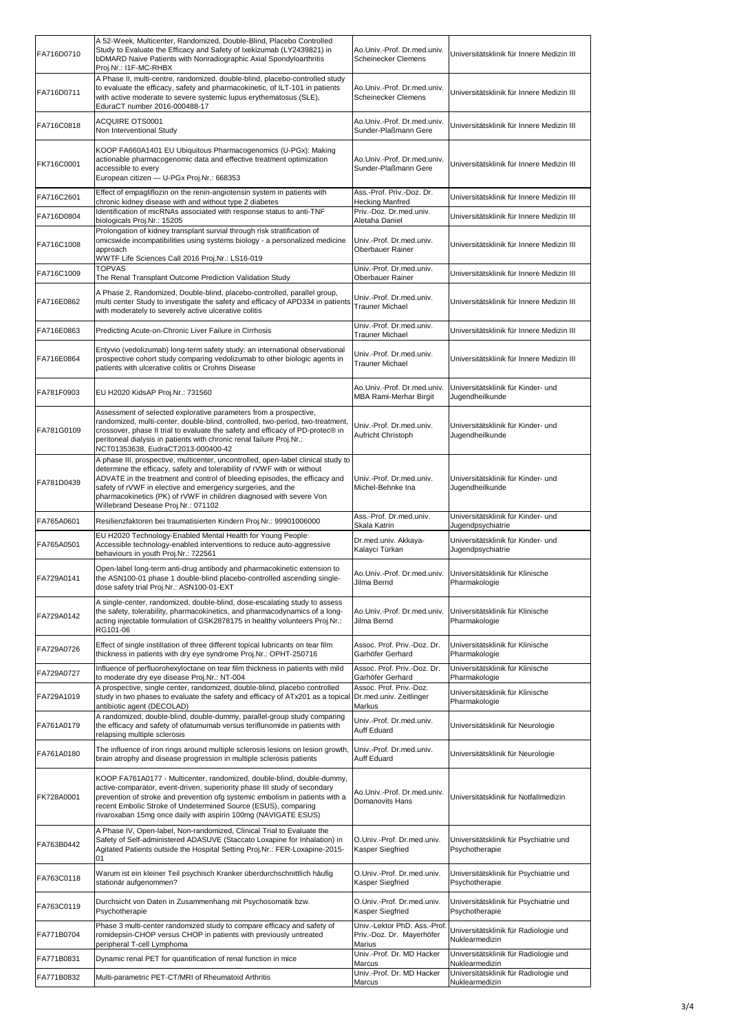| | | | |
|---|---|---|---|
| FA716D0710 | A 52-Week, Multicenter, Randomized, Double-Blind, Placebo Controlled Study to Evaluate the Efficacy and Safety of Ixekizumab (LY2439821) in bDMARD Naive Patients with Nonradiographic Axial Spondyloarthritis Proj.Nr.: I1F-MC-RHBX | Ao.Univ.-Prof. Dr.med.univ. Scheinecker Clemens | Universitätsklinik für Innere Medizin III |
| FA716D0711 | A Phase II, multi-centre, randomized. double-blind, placebo-controlled study to evaluate the efficacy, safety and pharmacokinetic, of ILT-101 in patients with active moderate to severe systemic lupus erythematosus (SLE), EduraCT number 2016-000488-17 | Ao.Univ.-Prof. Dr.med.univ. Scheinecker Clemens | Universitätsklinik für Innere Medizin III |
| FA716C0818 | ACQUIRE OTS0001 Non Interventional Study | Ao.Univ.-Prof. Dr.med.univ. Sunder-Plaßmann Gere | Universitätsklinik für Innere Medizin III |
| FK716C0001 | KOOP FA660A1401 EU Ubiquitous Pharmacogenomics (U-PGx): Making actionable pharmacogenomic data and effective treatment optimization accessible to every European citizen — U-PGx Proj.Nr.: 668353 | Ao.Univ.-Prof. Dr.med.univ. Sunder-Plaßmann Gere | Universitätsklinik für Innere Medizin III |
| FA716C2601 | Effect of empagliflozin on the renin-angiotensin system in patients with chronic kidney disease with and without type 2 diabetes | Ass.-Prof. Priv.-Doz. Dr. Hecking Manfred | Universitätsklinik für Innere Medizin III |
| FA716D0804 | Identification of micRNAs associated with response status to anti-TNF biologicals Proj.Nr.: 15205 | Priv.-Doz. Dr.med.univ. Aletaha Daniel | Universitätsklinik für Innere Medizin III |
| FA716C1008 | Prolongation of kidney transplant survial through risk stratification of omicswide incompatibilities using systems biology - a personalized medicine approach WWTF Life Sciences Call 2016 Proj.Nr.: LS16-019 | Univ.-Prof. Dr.med.univ. Oberbauer Rainer | Universitätsklinik für Innere Medizin III |
| FA716C1009 | TOPVAS The Renal Transplant Outcome Prediction Validation Study | Univ.-Prof. Dr.med.univ. Oberbauer Rainer | Universitätsklinik für Innere Medizin III |
| FA716E0862 | A Phase 2, Randomized, Double-blind, placebo-controlled, parallel group, multi center Study to investigate the safety and efficacy of APD334 in patients with moderately to severely active ulcerative colitis | Univ.-Prof. Dr.med.univ. Trauner Michael | Universitätsklinik für Innere Medizin III |
| FA716E0863 | Predicting Acute-on-Chronic Liver Failure in Cirrhosis | Univ.-Prof. Dr.med.univ. Trauner Michael | Universitätsklinik für Innere Medizin III |
| FA716E0864 | Entyvio (vedolizumab) long-term safety study: an international observational prospective cohort study comparing vedolizumab to other biologic agents in patients with ulcerative colitis or Crohns Disease | Univ.-Prof. Dr.med.univ. Trauner Michael | Universitätsklinik für Innere Medizin III |
| FA781F0903 | EU H2020 KidsAP Proj.Nr.: 731560 | Ao.Univ.-Prof. Dr.med.univ. MBA Rami-Merhar Birgit | Universitätsklinik für Kinder- und Jugendheilkunde |
| FA781G0109 | Assessment of selected explorative parameters from a prospective, randomized, multi-center, double-blind, controlled, two-period, two-treatment, crossover, phase II trial to evaluate the safety and efficacy of PD-protec® in peritoneal dialysis in patients with chronic renal failure Proj.Nr.: NCT01353638, EudraCT2013-000400-42 | Univ.-Prof. Dr.med.univ. Aufricht Christoph | Universitätsklinik für Kinder- und Jugendheilkunde |
| FA781D0439 | A phase III, prospective, multicenter, uncontrolled, open-label clinical study to determine the efficacy, safety and tolerability of rVWF with or without ADVATE in the treatment and control of bleeding episodes, the efficacy and safety of rVWF in elective and emergency surgeries, and the pharmacokinetics (PK) of rVWF in children diagnosed with severe Von Willebrand Desease Proj.Nr.: 071102 | Univ.-Prof. Dr.med.univ. Michel-Behnke Ina | Universitätsklinik für Kinder- und Jugendheilkunde |
| FA765A0601 | Resilienzfaktoren bei traumatisierten Kindern Proj.Nr.: 99901006000 | Ass.-Prof. Dr.med.univ. Skala Katrin | Universitätsklinik für Kinder- und Jugendpsychiatrie |
| FA765A0501 | EU H2020 Technology-Enabled Mental Health for Young People: Accessible technology-enabled interventions to reduce auto-aggressive behaviours in youth Proj.Nr.: 722561 | Dr.med.univ. Akkaya-Kalayci Türkan | Universitätsklinik für Kinder- und Jugendpsychiatrie |
| FA729A0141 | Open-label long-term anti-drug antibody and pharmacokinetic extension to the ASN100-01 phase 1 double-blind placebo-controlled ascending single-dose safety trial Proj.Nr.: ASN100-01-EXT | Ao.Univ.-Prof. Dr.med.univ. Jilma Bernd | Universitätsklinik für Klinische Pharmakologie |
| FA729A0142 | A single-center, randomized, double-blind, dose-escalating study to assess the safety, tolerability, pharmacokinetics, and pharmacodynamics of a long-acting injectable formulation of GSK2878175 in healthy volunteers Proj.Nr.: RG101-06 | Ao.Univ.-Prof. Dr.med.univ. Jilma Bernd | Universitätsklinik für Klinische Pharmakologie |
| FA729A0726 | Effect of single instillation of three different topical lubricants on tear film thickness in patients with dry eye syndrome Proj.Nr.: OPHT-250716 | Assoc. Prof. Priv.-Doz. Dr. Garhöfer Gerhard | Universitätsklinik für Klinische Pharmakologie |
| FA729A0727 | Influence of perfluorohexyloctane on tear film thickness in patients with mild to moderate dry eye disease Proj.Nr.: NT-004 | Assoc. Prof. Priv.-Doz. Dr. Garhöfer Gerhard | Universitätsklinik für Klinische Pharmakologie |
| FA729A1019 | A prospective, single center, randomized, double-blind, placebo controlled study in two phases to evaluate the safety and efficacy of ATx201 as a topical antibiotic agent (DECOLAD) | Assoc. Prof. Priv.-Doz. Dr.med.univ. Zeitlinger Markus | Universitätsklinik für Klinische Pharmakologie |
| FA761A0179 | A randomized, double-blind, double-dummy, parallel-group study comparing the efficacy and safety of ofatumumab versus teriflunomide in patients with relapsing multiple sclerosis | Univ.-Prof. Dr.med.univ. Auff Eduard | Universitätsklinik für Neurologie |
| FA761A0180 | The influence of iron rings around multiple sclerosis lesions on lesion growth, brain atrophy and disease progression in multiple sclerosis patients | Univ.-Prof. Dr.med.univ. Auff Eduard | Universitätsklinik für Neurologie |
| FK728A0001 | KOOP FA761A0177 - Multicenter, randomized, double-blind, double-dummy, active-comparator, event-driven, superiority phase III study of secondary prevention of stroke and prevention ofg systemic embolism in patients with a recent Embolic Stroke of Undetermined Source (ESUS), comparing rivaroxaban 15mg once daily with aspirin 100mg (NAVIGATE ESUS) | Ao.Univ.-Prof. Dr.med.univ. Domanovits Hans | Universitätsklinik für Notfallmedizin |
| FA763B0442 | A Phase IV, Open-label, Non-randomized, Clinical Trial to Evaluate the Safety of Self-administered ADASUVE (Staccato Loxapine for Inhalation) in Agitated Patients outside the Hospital Setting Proj.Nr.: FER-Loxapine-2015-01 | O.Univ.-Prof. Dr.med.univ. Kasper Siegfried | Universitätsklinik für Psychiatrie und Psychotherapie |
| FA763C0118 | Warum ist ein kleiner Teil psychisch Kranker überdurchschnittlich häufig stationär aufgenommen? | O.Univ.-Prof. Dr.med.univ. Kasper Siegfried | Universitätsklinik für Psychiatrie und Psychotherapie |
| FA763C0119 | Durchsicht von Daten in Zusammenhang mit Psychosomatik bzw. Psychotherapie | O.Univ.-Prof. Dr.med.univ. Kasper Siegfried | Universitätsklinik für Psychiatrie und Psychotherapie |
| FA771B0704 | Phase 3 multi-center randomized study to compare efficacy and safety of romidepsin-CHOP versus CHOP in patients with previously untreated peripheral T-cell Lymphoma | Univ.-Lektor PhD. Ass.-Prof. Priv.-Doz. Dr. Mayerhöfer Marius | Universitätsklinik für Radiologie und Nuklearmedizin |
| FA771B0831 | Dynamic renal PET for quantification of renal function in mice | Univ.-Prof. Dr. MD Hacker Marcus | Universitätsklinik für Radiologie und Nuklearmedizin |
| FA771B0832 | Multi-parametric PET-CT/MRI of Rheumatoid Arthritis | Univ.-Prof. Dr. MD Hacker Marcus | Universitätsklinik für Radiologie und Nuklearmedizin |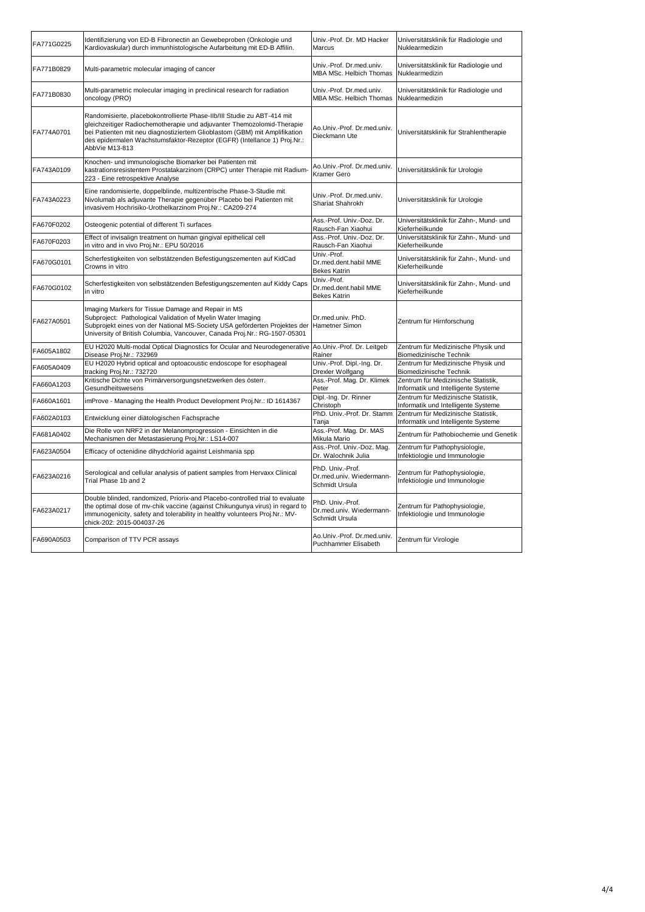| | | | |
|---|---|---|---|
| FA771G0225 | Identifizierung von ED-B Fibronectin an Gewebeproben (Onkologie und Kardiovaskular) durch immunhistologische Aufarbeitung mit ED-B Affilin. | Univ.-Prof. Dr. MD Hacker Marcus | Universitätsklinik für Radiologie und Nuklearmedizin |
| FA771B0829 | Multi-parametric molecular imaging of cancer | Univ.-Prof. Dr.med.univ. MBA MSc. Helbich Thomas | Universitätsklinik für Radiologie und Nuklearmedizin |
| FA771B0830 | Multi-parametric molecular imaging in preclinical research for radiation oncology (PRO) | Univ.-Prof. Dr.med.univ. MBA MSc. Helbich Thomas | Universitätsklinik für Radiologie und Nuklearmedizin |
| FA774A0701 | Randomisierte, placebokontrollierte Phase-IIb/III Studie zu ABT-414 mit gleichzeitiger Radiochemotherapie und adjuvanter Themozolomid-Therapie bei Patienten mit neu diagnostiziertem Glioblastom (GBM) mit Amplifikation des epidermalen Wachstumsfaktor-Rezeptor (EGFR) (Intellance 1) Proj.Nr.: AbbVie M13-813 | Ao.Univ.-Prof. Dr.med.univ. Dieckmann Ute | Universitätsklinik für Strahlentherapie |
| FA743A0109 | Knochen- und immunologische Biomarker bei Patienten mit kastrationsresistentem Prostatakarzinom (CRPC) unter Therapie mit Radium-223 - Eine retrospektive Analyse | Ao.Univ.-Prof. Dr.med.univ. Kramer Gero | Universitätsklinik für Urologie |
| FA743A0223 | Eine randomisierte, doppelblinde, multizentrische Phase-3-Studie mit Nivolumab als adjuvante Therapie gegenüber Placebo bei Patienten mit invasivem Hochrisiko-Urothelkarzinom Proj.Nr.: CA209-274 | Univ.-Prof. Dr.med.univ. Shariat Shahrokh | Universitätsklinik für Urologie |
| FA670F0202 | Osteogenic potential of different Ti surfaces | Ass.-Prof. Univ.-Doz. Dr. Rausch-Fan Xiaohui | Universitätsklinik für Zahn-, Mund- und Kieferheilkunde |
| FA670F0203 | Effect of invisalign treatment on human gingival epithelical cell in vitro and in vivo Proj.Nr.: EPU 50/2016 | Ass.-Prof. Univ.-Doz. Dr. Rausch-Fan Xiaohui | Universitätsklinik für Zahn-, Mund- und Kieferheilkunde |
| FA670G0101 | Scherfestigkeiten von selbstätzenden Befestigungszementen auf KidCad Crowns in vitro | Univ.-Prof. Dr.med.dent.habil MME Bekes Katrin | Universitätsklinik für Zahn-, Mund- und Kieferheilkunde |
| FA670G0102 | Scherfestigkeiten von selbstätzenden Befestigungszementen auf Kiddy Caps in vitro | Univ.-Prof. Dr.med.dent.habil MME Bekes Katrin | Universitätsklinik für Zahn-, Mund- und Kieferheilkunde |
| FA627A0501 | Imaging Markers for Tissue Damage and Repair in MS Subproject: Pathological Validation of Myelin Water Imaging Subprojekt eines von der National MS-Society USA geförderten Projektes der University of British Columbia, Vancouver, Canada Proj.Nr.: RG-1507-05301 | Dr.med.univ. PhD. Hametner Simon | Zentrum für Hirnforschung |
| FA605A1802 | EU H2020 Multi-modal Optical Diagnostics for Ocular and Neurodegenerative Disease Proj.Nr.: 732969 | Ao.Univ.-Prof. Dr. Leitgeb Rainer | Zentrum für Medizinische Physik und Biomedizinische Technik |
| FA605A0409 | EU H2020 Hybrid optical and optoacoustic endoscope for esophageal tracking Proj.Nr.: 732720 | Univ.-Prof. Dipl.-Ing. Dr. Drexler Wolfgang | Zentrum für Medizinische Physik und Biomedizinische Technik |
| FA660A1203 | Kritische Dichte von Primärversorgungsnetzwerken des österr. Gesundheitswesens | Ass.-Prof. Mag. Dr. Klimek Peter | Zentrum für Medizinische Statistik, Informatik und Intelligente Systeme |
| FA660A1601 | imProve - Managing the Health Product Development Proj.Nr.: ID 1614367 | Dipl.-Ing. Dr. Rinner Christoph | Zentrum für Medizinische Statistik, Informatik und Intelligente Systeme |
| FA602A0103 | Entwicklung einer diätologischen Fachsprache | PhD. Univ.-Prof. Dr. Stamm Tanja | Zentrum für Medizinische Statistik, Informatik und Intelligente Systeme |
| FA681A0402 | Die Rolle von NRF2 in der Melanomprogression - Einsichten in die Mechanismen der Metastasierung Proj.Nr.: LS14-007 | Ass.-Prof. Mag. Dr. MAS Mikula Mario | Zentrum für Pathobiochemie und Genetik |
| FA623A0504 | Efficacy of octenidine dihydchlorid against Leishmania spp | Ass.-Prof. Univ.-Doz. Mag. Dr. Walochnik Julia | Zentrum für Pathophysiologie, Infektiologie und Immunologie |
| FA623A0216 | Serological and cellular analysis of patient samples from Hervaxx Clinical Trial Phase 1b and 2 | PhD. Univ.-Prof. Dr.med.univ. Wiedermann-Schmidt Ursula | Zentrum für Pathophysiologie, Infektiologie und Immunologie |
| FA623A0217 | Double blinded, randomized, Priorix-and Placebo-controlled trial to evaluate the optimal dose of mv-chik vaccine (against Chikungunya virus) in regard to immunogenicity, safety and tolerability in healthy volunteers Proj.Nr.: MV-chick-202: 2015-004037-26 | PhD. Univ.-Prof. Dr.med.univ. Wiedermann-Schmidt Ursula | Zentrum für Pathophysiologie, Infektiologie und Immunologie |
| FA690A0503 | Comparison of TTV PCR assays | Ao.Univ.-Prof. Dr.med.univ. Puchhammer Elisabeth | Zentrum für Virologie |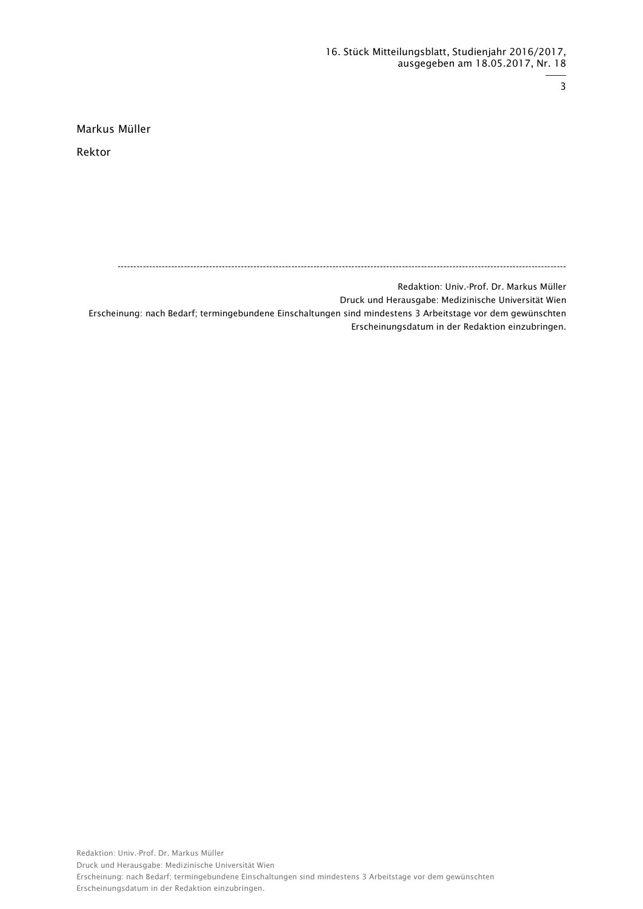Markus Müller

Rektor

---

Redaktion: Univ.-Prof. Dr. Markus Müller

Druck und Herausgabe: Medizinische Universität Wien

Erscheinung: nach Bedarf; termingebundene Einschaltungen sind mindestens 3 Arbeitstage vor dem gewünschten Erscheinungsdatum in der Redaktion einzubringen.